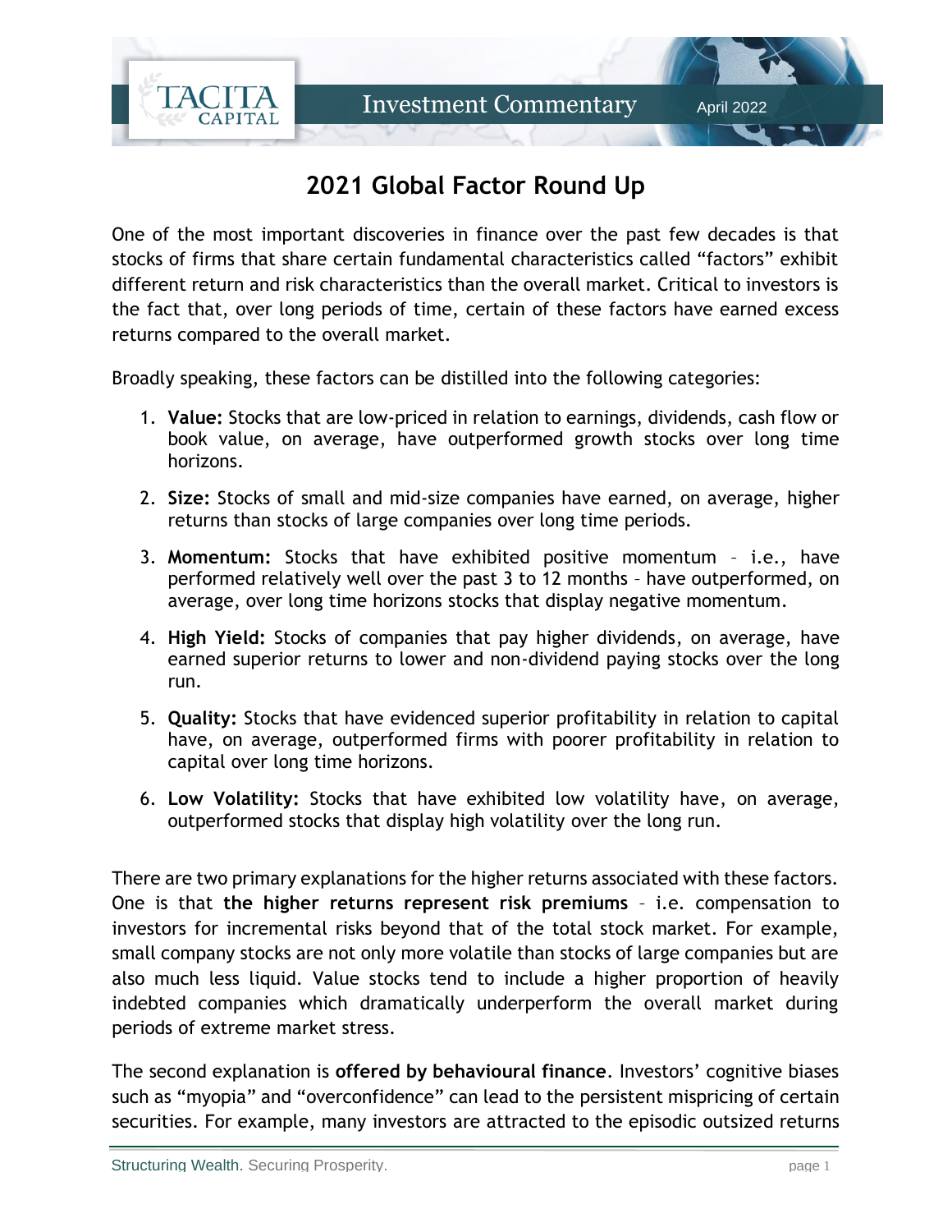# 2021 Global Factor Round Up

One of the most important discoveries in finance over the past few decades is that stocks of firms that share certain fundamental characteristics called "factors" exhibit different return and risk characteristics than the overall market. Critical to investors is the fact that, over long periods of time, certain of these factors have earned excess returns compared to the overall market.

Broadly speaking, these factors can be distilled into the following categories:

1. **Value:** Stocks that are low-priced in relation to earnings, dividends, cash flow or book value, on average, have outperformed growth stocks over long time horizons.
2. **Size:** Stocks of small and mid-size companies have earned, on average, higher returns than stocks of large companies over long time periods.
3. **Momentum:** Stocks that have exhibited positive momentum – i.e., have performed relatively well over the past 3 to 12 months – have outperformed, on average, over long time horizons stocks that display negative momentum.
4. **High Yield:** Stocks of companies that pay higher dividends, on average, have earned superior returns to lower and non-dividend paying stocks over the long run.
5. **Quality:** Stocks that have evidenced superior profitability in relation to capital have, on average, outperformed firms with poorer profitability in relation to capital over long time horizons.
6. **Low Volatility:** Stocks that have exhibited low volatility have, on average, outperformed stocks that display high volatility over the long run.

There are two primary explanations for the higher returns associated with these factors. One is that **the higher returns represent risk premiums** – i.e. compensation to investors for incremental risks beyond that of the total stock market. For example, small company stocks are not only more volatile than stocks of large companies but are also much less liquid. Value stocks tend to include a higher proportion of heavily indebted companies which dramatically underperform the overall market during periods of extreme market stress.

The second explanation is **offered by behavioural finance**. Investors' cognitive biases such as "myopia" and "overconfidence" can lead to the persistent mispricing of certain securities. For example, many investors are attracted to the episodic outsized returns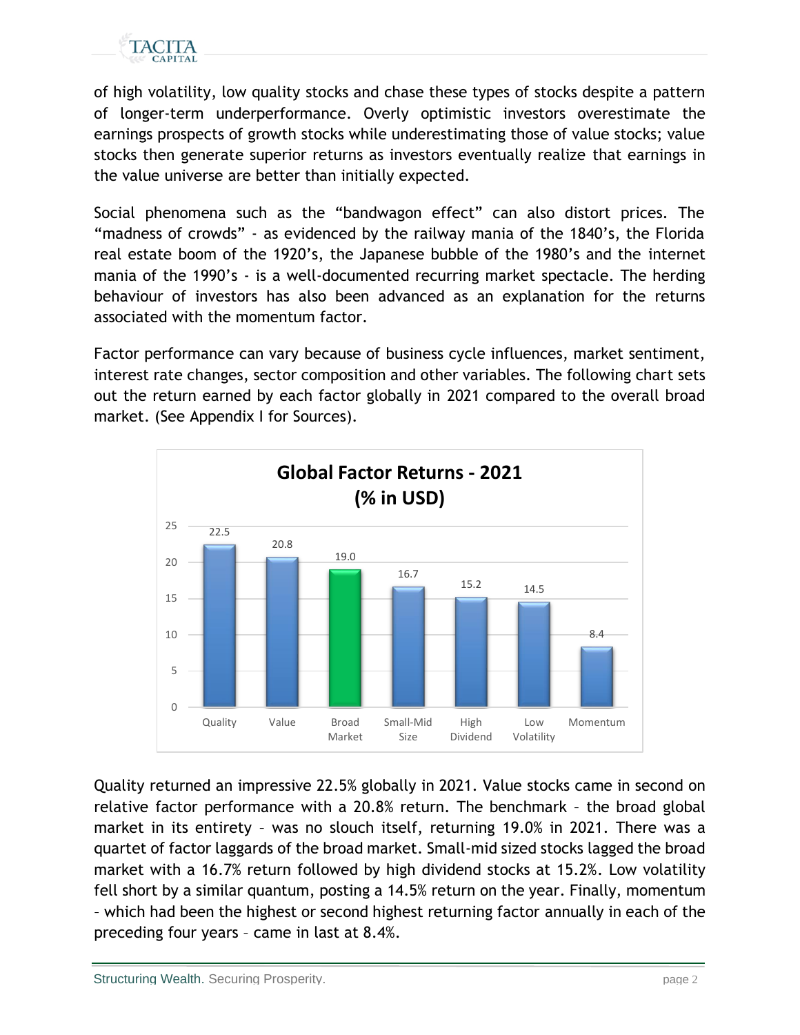of high volatility, low quality stocks and chase these types of stocks despite a pattern of longer-term underperformance. Overly optimistic investors overestimate the earnings prospects of growth stocks while underestimating those of value stocks; value stocks then generate superior returns as investors eventually realize that earnings in the value universe are better than initially expected.

Social phenomena such as the "bandwagon effect" can also distort prices. The "madness of crowds" - as evidenced by the railway mania of the 1840's, the Florida real estate boom of the 1920's, the Japanese bubble of the 1980's and the internet mania of the 1990's - is a well-documented recurring market spectacle. The herding behaviour of investors has also been advanced as an explanation for the returns associated with the momentum factor.

Factor performance can vary because of business cycle influences, market sentiment, interest rate changes, sector composition and other variables. The following chart sets out the return earned by each factor globally in 2021 compared to the overall broad market. (See Appendix I for Sources).

**Global Factor Returns - 2021 (% in USD)**

| Factor | Return (%) |
|---|---|
| Quality | 22.5 |
| Value | 20.8 |
| Broad Market | 19.0 |
| Small-Mid Size | 16.7 |
| High Dividend | 15.2 |
| Low Volatility | 14.5 |
| Momentum | 8.4 |

Quality returned an impressive 22.5% globally in 2021. Value stocks came in second on relative factor performance with a 20.8% return. The benchmark – the broad global market in its entirety – was no slouch itself, returning 19.0% in 2021. There was a quartet of factor laggards of the broad market. Small-mid sized stocks lagged the broad market with a 16.7% return followed by high dividend stocks at 15.2%. Low volatility fell short by a similar quantum, posting a 14.5% return on the year. Finally, momentum – which had been the highest or second highest returning factor annually in each of the preceding four years – came in last at 8.4%.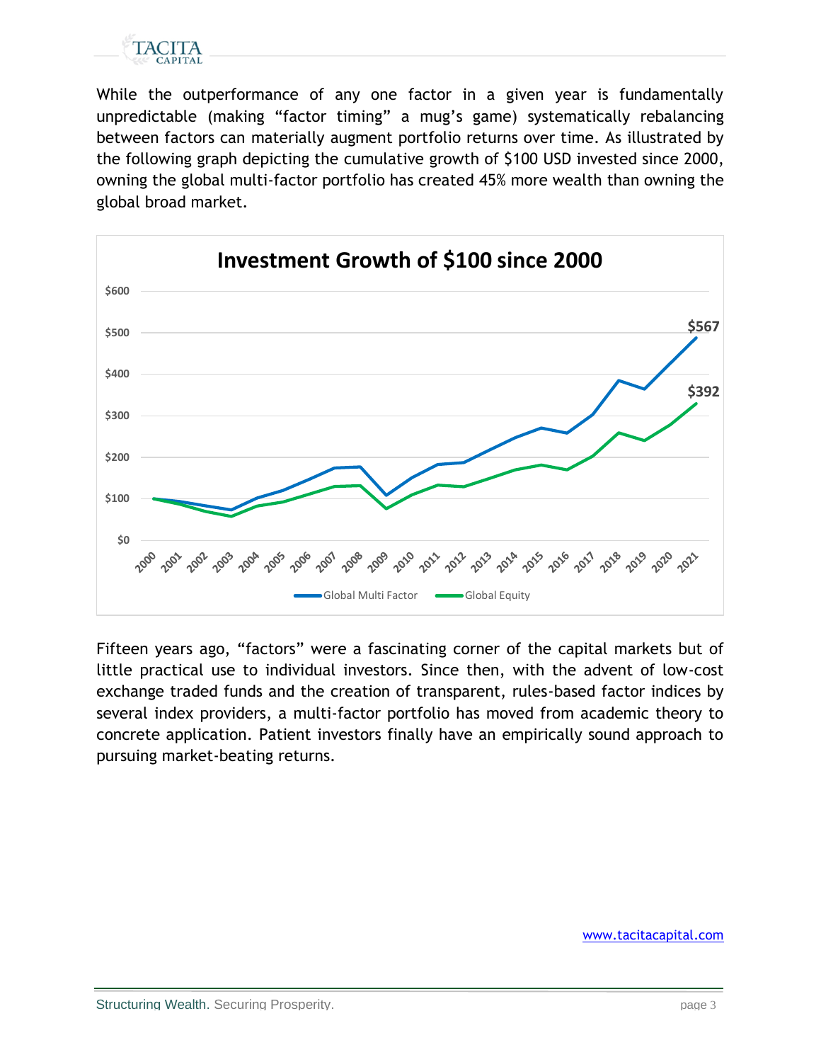While the outperformance of any one factor in a given year is fundamentally unpredictable (making "factor timing" a mug's game) systematically rebalancing between factors can materially augment portfolio returns over time. As illustrated by the following graph depicting the cumulative growth of $100 USD invested since 2000, owning the global multi-factor portfolio has created 45% more wealth than owning the global broad market.

**Investment Growth of $100 since 2000**

Global Multi Factor: $567
Global Equity: $392

Fifteen years ago, "factors" were a fascinating corner of the capital markets but of little practical use to individual investors. Since then, with the advent of low-cost exchange traded funds and the creation of transparent, rules-based factor indices by several index providers, a multi-factor portfolio has moved from academic theory to concrete application. Patient investors finally have an empirically sound approach to pursuing market-beating returns.

www.tacitacapital.com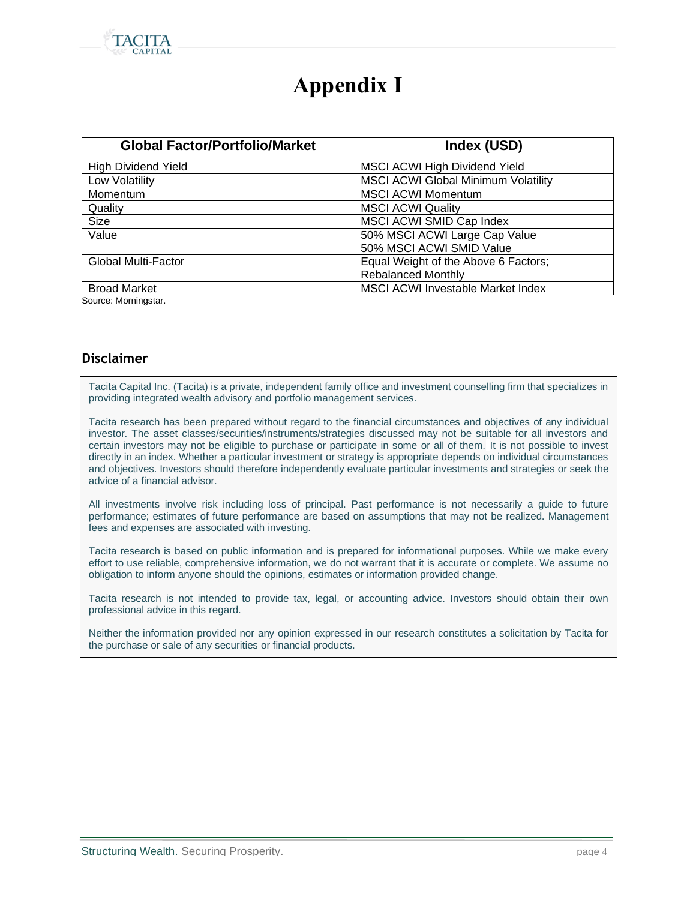# Appendix I

| Global Factor/Portfolio/Market | Index (USD) |
|---|---|
| High Dividend Yield | MSCI ACWI High Dividend Yield |
| Low Volatility | MSCI ACWI Global Minimum Volatility |
| Momentum | MSCI ACWI Momentum |
| Quality | MSCI ACWI Quality |
| Size | MSCI ACWI SMID Cap Index |
| Value | 50% MSCI ACWI Large Cap Value 50% MSCI ACWI SMID Value |
| Global Multi-Factor | Equal Weight of the Above 6 Factors; Rebalanced Monthly |
| Broad Market | MSCI ACWI Investable Market Index |

Source: Morningstar.

## Disclaimer

Tacita Capital Inc. (Tacita) is a private, independent family office and investment counselling firm that specializes in providing integrated wealth advisory and portfolio management services.

Tacita research has been prepared without regard to the financial circumstances and objectives of any individual investor. The asset classes/securities/instruments/strategies discussed may not be suitable for all investors and certain investors may not be eligible to purchase or participate in some or all of them. It is not possible to invest directly in an index. Whether a particular investment or strategy is appropriate depends on individual circumstances and objectives. Investors should therefore independently evaluate particular investments and strategies or seek the advice of a financial advisor.

All investments involve risk including loss of principal. Past performance is not necessarily a guide to future performance; estimates of future performance are based on assumptions that may not be realized. Management fees and expenses are associated with investing.

Tacita research is based on public information and is prepared for informational purposes. While we make every effort to use reliable, comprehensive information, we do not warrant that it is accurate or complete. We assume no obligation to inform anyone should the opinions, estimates or information provided change.

Tacita research is not intended to provide tax, legal, or accounting advice. Investors should obtain their own professional advice in this regard.

Neither the information provided nor any opinion expressed in our research constitutes a solicitation by Tacita for the purchase or sale of any securities or financial products.